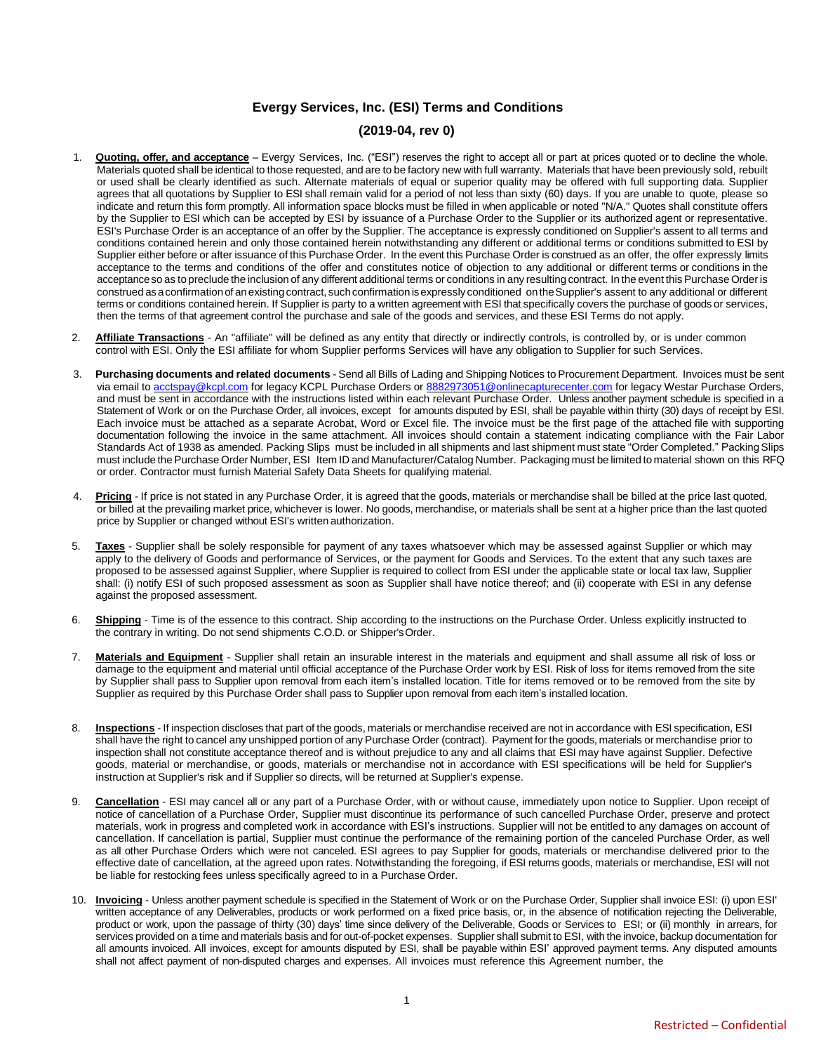# Evergy Services, Inc. (ESI) Terms and Conditions

## (2019-04, rev 0)

1. **Quoting, offer, and acceptance** – Evergy Services, Inc. ("ESI") reserves the right to accept all or part at prices quoted or to decline the whole. Materials quoted shall be identical to those requested, and are to be factory new with full warranty. Materials that have been previously sold, rebuilt or used shall be clearly identified as such. Alternate materials of equal or superior quality may be offered with full supporting data. Supplier agrees that all quotations by Supplier to ESI shall remain valid for a period of not less than sixty (60) days. If you are unable to quote, please so indicate and return this form promptly. All information space blocks must be filled in when applicable or noted "N/A." Quotes shall constitute offers by the Supplier to ESI which can be accepted by ESI by issuance of a Purchase Order to the Supplier or its authorized agent or representative. ESI's Purchase Order is an acceptance of an offer by the Supplier. The acceptance is expressly conditioned on Supplier's assent to all terms and conditions contained herein and only those contained herein notwithstanding any different or additional terms or conditions submitted to ESI by Supplier either before or after issuance of this Purchase Order. In the event this Purchase Order is construed as an offer, the offer expressly limits acceptance to the terms and conditions of the offer and constitutes notice of objection to any additional or different terms or conditions in the acceptance so as to preclude the inclusion of any different additional terms or conditions in any resulting contract. In the event this Purchase Order is construed as a confirmation of an existing contract, such confirmation is expressly conditioned on the Supplier's assent to any additional or different terms or conditions contained herein. If Supplier is party to a written agreement with ESI that specifically covers the purchase of goods or services, then the terms of that agreement control the purchase and sale of the goods and services, and these ESI Terms do not apply.

2. **Affiliate Transactions** - An "affiliate" will be defined as any entity that directly or indirectly controls, is controlled by, or is under common control with ESI. Only the ESI affiliate for whom Supplier performs Services will have any obligation to Supplier for such Services.

3. **Purchasing documents and related documents** - Send all Bills of Lading and Shipping Notices to Procurement Department. Invoices must be sent via email to acctspay@kcpl.com for legacy KCPL Purchase Orders or 8882973051@onlinecapturecenter.com for legacy Westar Purchase Orders, and must be sent in accordance with the instructions listed within each relevant Purchase Order. Unless another payment schedule is specified in a Statement of Work or on the Purchase Order, all invoices, except for amounts disputed by ESI, shall be payable within thirty (30) days of receipt by ESI. Each invoice must be attached as a separate Acrobat, Word or Excel file. The invoice must be the first page of the attached file with supporting documentation following the invoice in the same attachment. All invoices should contain a statement indicating compliance with the Fair Labor Standards Act of 1938 as amended. Packing Slips must be included in all shipments and last shipment must state "Order Completed." Packing Slips must include the Purchase Order Number, ESI Item ID and Manufacturer/Catalog Number. Packaging must be limited to material shown on this RFQ or order. Contractor must furnish Material Safety Data Sheets for qualifying material.

4. **Pricing** - If price is not stated in any Purchase Order, it is agreed that the goods, materials or merchandise shall be billed at the price last quoted, or billed at the prevailing market price, whichever is lower. No goods, merchandise, or materials shall be sent at a higher price than the last quoted price by Supplier or changed without ESI's written authorization.

5. **Taxes** - Supplier shall be solely responsible for payment of any taxes whatsoever which may be assessed against Supplier or which may apply to the delivery of Goods and performance of Services, or the payment for Goods and Services. To the extent that any such taxes are proposed to be assessed against Supplier, where Supplier is required to collect from ESI under the applicable state or local tax law, Supplier shall: (i) notify ESI of such proposed assessment as soon as Supplier shall have notice thereof; and (ii) cooperate with ESI in any defense against the proposed assessment.

6. **Shipping** - Time is of the essence to this contract. Ship according to the instructions on the Purchase Order. Unless explicitly instructed to the contrary in writing. Do not send shipments C.O.D. or Shipper's Order.

7. **Materials and Equipment** - Supplier shall retain an insurable interest in the materials and equipment and shall assume all risk of loss or damage to the equipment and material until official acceptance of the Purchase Order work by ESI. Risk of loss for items removed from the site by Supplier shall pass to Supplier upon removal from each item's installed location. Title for items removed or to be removed from the site by Supplier as required by this Purchase Order shall pass to Supplier upon removal from each item's installed location.

8. **Inspections** - If inspection discloses that part of the goods, materials or merchandise received are not in accordance with ESI specification, ESI shall have the right to cancel any unshipped portion of any Purchase Order (contract). Payment for the goods, materials or merchandise prior to inspection shall not constitute acceptance thereof and is without prejudice to any and all claims that ESI may have against Supplier. Defective goods, material or merchandise, or goods, materials or merchandise not in accordance with ESI specifications will be held for Supplier's instruction at Supplier's risk and if Supplier so directs, will be returned at Supplier's expense.

9. **Cancellation** - ESI may cancel all or any part of a Purchase Order, with or without cause, immediately upon notice to Supplier. Upon receipt of notice of cancellation of a Purchase Order, Supplier must discontinue its performance of such cancelled Purchase Order, preserve and protect materials, work in progress and completed work in accordance with ESI's instructions. Supplier will not be entitled to any damages on account of cancellation. If cancellation is partial, Supplier must continue the performance of the remaining portion of the canceled Purchase Order, as well as all other Purchase Orders which were not canceled. ESI agrees to pay Supplier for goods, materials or merchandise delivered prior to the effective date of cancellation, at the agreed upon rates. Notwithstanding the foregoing, if ESI returns goods, materials or merchandise, ESI will not be liable for restocking fees unless specifically agreed to in a Purchase Order.

10. **Invoicing** - Unless another payment schedule is specified in the Statement of Work or on the Purchase Order, Supplier shall invoice ESI: (i) upon ESI' written acceptance of any Deliverables, products or work performed on a fixed price basis, or, in the absence of notification rejecting the Deliverable, product or work, upon the passage of thirty (30) days' time since delivery of the Deliverable, Goods or Services to ESI; or (ii) monthly in arrears, for services provided on a time and materials basis and for out-of-pocket expenses. Supplier shall submit to ESI, with the invoice, backup documentation for all amounts invoiced. All invoices, except for amounts disputed by ESI, shall be payable within ESI' approved payment terms. Any disputed amounts shall not affect payment of non-disputed charges and expenses. All invoices must reference this Agreement number, the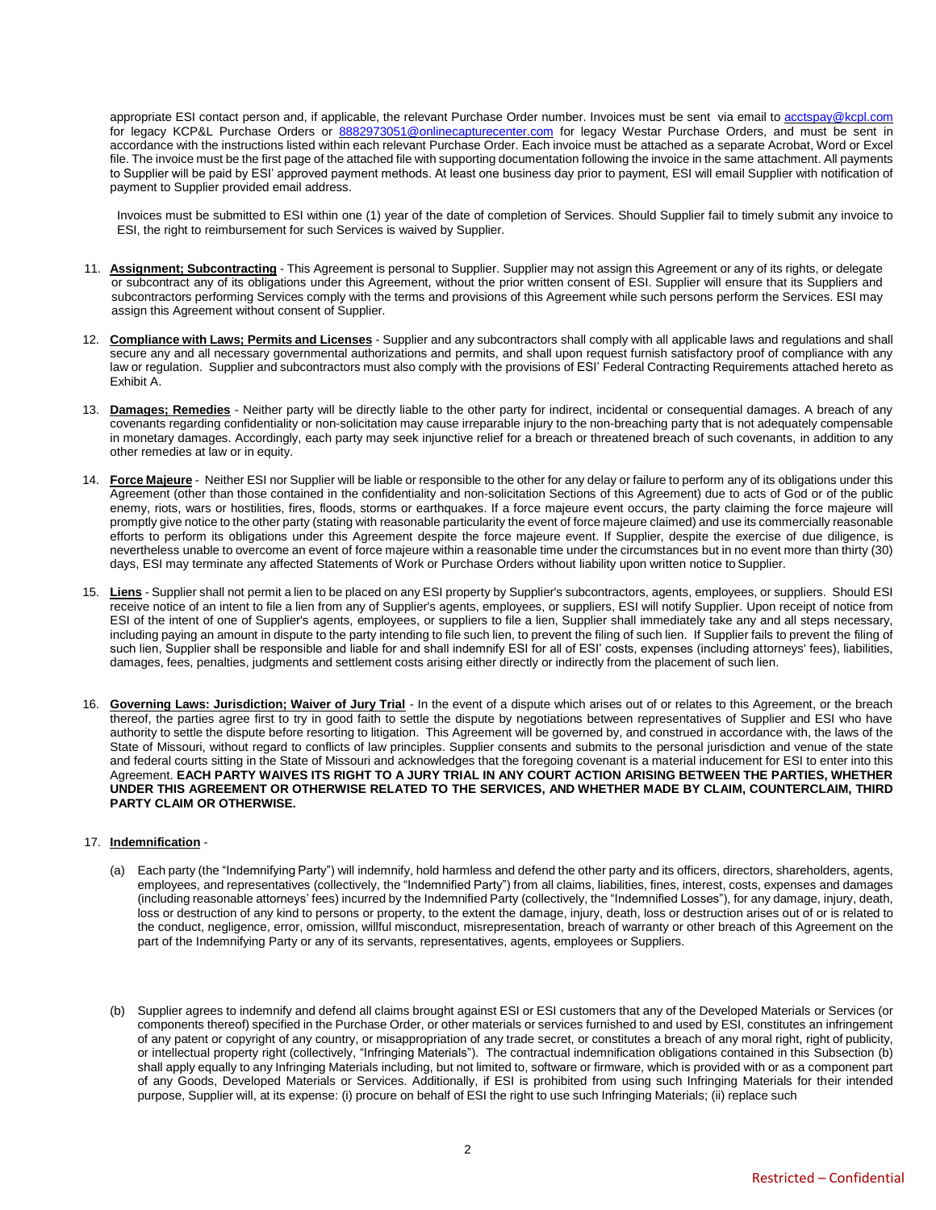appropriate ESI contact person and, if applicable, the relevant Purchase Order number. Invoices must be sent via email to acctspay@kcpl.com for legacy KCP&L Purchase Orders or 8882973051@onlinecapturecenter.com for legacy Westar Purchase Orders, and must be sent in accordance with the instructions listed within each relevant Purchase Order. Each invoice must be attached as a separate Acrobat, Word or Excel file. The invoice must be the first page of the attached file with supporting documentation following the invoice in the same attachment. All payments to Supplier will be paid by ESI' approved payment methods. At least one business day prior to payment, ESI will email Supplier with notification of payment to Supplier provided email address.

Invoices must be submitted to ESI within one (1) year of the date of completion of Services. Should Supplier fail to timely submit any invoice to ESI, the right to reimbursement for such Services is waived by Supplier.

11. **Assignment; Subcontracting** - This Agreement is personal to Supplier. Supplier may not assign this Agreement or any of its rights, or delegate or subcontract any of its obligations under this Agreement, without the prior written consent of ESI. Supplier will ensure that its Suppliers and subcontractors performing Services comply with the terms and provisions of this Agreement while such persons perform the Services. ESI may assign this Agreement without consent of Supplier.

12. **Compliance with Laws; Permits and Licenses** - Supplier and any subcontractors shall comply with all applicable laws and regulations and shall secure any and all necessary governmental authorizations and permits, and shall upon request furnish satisfactory proof of compliance with any law or regulation. Supplier and subcontractors must also comply with the provisions of ESI' Federal Contracting Requirements attached hereto as Exhibit A.

13. **Damages; Remedies** - Neither party will be directly liable to the other party for indirect, incidental or consequential damages. A breach of any covenants regarding confidentiality or non-solicitation may cause irreparable injury to the non-breaching party that is not adequately compensable in monetary damages. Accordingly, each party may seek injunctive relief for a breach or threatened breach of such covenants, in addition to any other remedies at law or in equity.

14. **Force Majeure** - Neither ESI nor Supplier will be liable or responsible to the other for any delay or failure to perform any of its obligations under this Agreement (other than those contained in the confidentiality and non-solicitation Sections of this Agreement) due to acts of God or of the public enemy, riots, wars or hostilities, fires, floods, storms or earthquakes. If a force majeure event occurs, the party claiming the force majeure will promptly give notice to the other party (stating with reasonable particularity the event of force majeure claimed) and use its commercially reasonable efforts to perform its obligations under this Agreement despite the force majeure event. If Supplier, despite the exercise of due diligence, is nevertheless unable to overcome an event of force majeure within a reasonable time under the circumstances but in no event more than thirty (30) days, ESI may terminate any affected Statements of Work or Purchase Orders without liability upon written notice to Supplier.

15. **Liens** - Supplier shall not permit a lien to be placed on any ESI property by Supplier's subcontractors, agents, employees, or suppliers. Should ESI receive notice of an intent to file a lien from any of Supplier's agents, employees, or suppliers, ESI will notify Supplier. Upon receipt of notice from ESI of the intent of one of Supplier's agents, employees, or suppliers to file a lien, Supplier shall immediately take any and all steps necessary, including paying an amount in dispute to the party intending to file such lien, to prevent the filing of such lien. If Supplier fails to prevent the filing of such lien, Supplier shall be responsible and liable for and shall indemnify ESI for all of ESI' costs, expenses (including attorneys' fees), liabilities, damages, fees, penalties, judgments and settlement costs arising either directly or indirectly from the placement of such lien.

16. **Governing Laws: Jurisdiction; Waiver of Jury Trial** - In the event of a dispute which arises out of or relates to this Agreement, or the breach thereof, the parties agree first to try in good faith to settle the dispute by negotiations between representatives of Supplier and ESI who have authority to settle the dispute before resorting to litigation. This Agreement will be governed by, and construed in accordance with, the laws of the State of Missouri, without regard to conflicts of law principles. Supplier consents and submits to the personal jurisdiction and venue of the state and federal courts sitting in the State of Missouri and acknowledges that the foregoing covenant is a material inducement for ESI to enter into this Agreement. **EACH PARTY WAIVES ITS RIGHT TO A JURY TRIAL IN ANY COURT ACTION ARISING BETWEEN THE PARTIES, WHETHER UNDER THIS AGREEMENT OR OTHERWISE RELATED TO THE SERVICES, AND WHETHER MADE BY CLAIM, COUNTERCLAIM, THIRD PARTY CLAIM OR OTHERWISE.**

17. **Indemnification** -

    (a) Each party (the "Indemnifying Party") will indemnify, hold harmless and defend the other party and its officers, directors, shareholders, agents, employees, and representatives (collectively, the "Indemnified Party") from all claims, liabilities, fines, interest, costs, expenses and damages (including reasonable attorneys' fees) incurred by the Indemnified Party (collectively, the "Indemnified Losses"), for any damage, injury, death, loss or destruction of any kind to persons or property, to the extent the damage, injury, death, loss or destruction arises out of or is related to the conduct, negligence, error, omission, willful misconduct, misrepresentation, breach of warranty or other breach of this Agreement on the part of the Indemnifying Party or any of its servants, representatives, agents, employees or Suppliers.

    (b) Supplier agrees to indemnify and defend all claims brought against ESI or ESI customers that any of the Developed Materials or Services (or components thereof) specified in the Purchase Order, or other materials or services furnished to and used by ESI, constitutes an infringement of any patent or copyright of any country, or misappropriation of any trade secret, or constitutes a breach of any moral right, right of publicity, or intellectual property right (collectively, "Infringing Materials"). The contractual indemnification obligations contained in this Subsection (b) shall apply equally to any Infringing Materials including, but not limited to, software or firmware, which is provided with or as a component part of any Goods, Developed Materials or Services. Additionally, if ESI is prohibited from using such Infringing Materials for their intended purpose, Supplier will, at its expense: (i) procure on behalf of ESI the right to use such Infringing Materials; (ii) replace such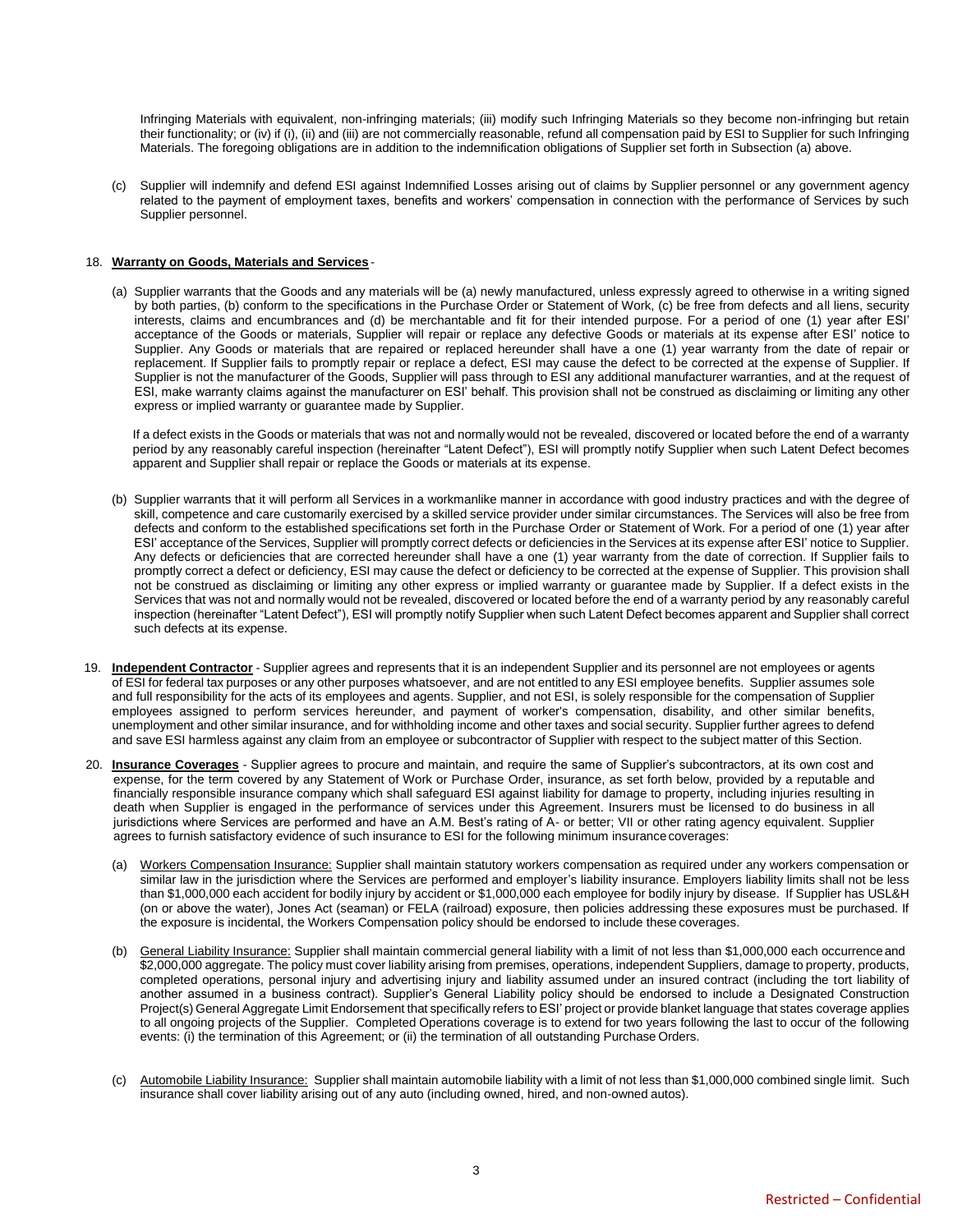Infringing Materials with equivalent, non-infringing materials; (iii) modify such Infringing Materials so they become non-infringing but retain their functionality; or (iv) if (i), (ii) and (iii) are not commercially reasonable, refund all compensation paid by ESI to Supplier for such Infringing Materials. The foregoing obligations are in addition to the indemnification obligations of Supplier set forth in Subsection (a) above.

(c) Supplier will indemnify and defend ESI against Indemnified Losses arising out of claims by Supplier personnel or any government agency related to the payment of employment taxes, benefits and workers' compensation in connection with the performance of Services by such Supplier personnel.

18. **Warranty on Goods, Materials and Services** -

(a) Supplier warrants that the Goods and any materials will be (a) newly manufactured, unless expressly agreed to otherwise in a writing signed by both parties, (b) conform to the specifications in the Purchase Order or Statement of Work, (c) be free from defects and all liens, security interests, claims and encumbrances and (d) be merchantable and fit for their intended purpose. For a period of one (1) year after ESI' acceptance of the Goods or materials, Supplier will repair or replace any defective Goods or materials at its expense after ESI' notice to Supplier. Any Goods or materials that are repaired or replaced hereunder shall have a one (1) year warranty from the date of repair or replacement. If Supplier fails to promptly repair or replace a defect, ESI may cause the defect to be corrected at the expense of Supplier. If Supplier is not the manufacturer of the Goods, Supplier will pass through to ESI any additional manufacturer warranties, and at the request of ESI, make warranty claims against the manufacturer on ESI' behalf. This provision shall not be construed as disclaiming or limiting any other express or implied warranty or guarantee made by Supplier.

If a defect exists in the Goods or materials that was not and normally would not be revealed, discovered or located before the end of a warranty period by any reasonably careful inspection (hereinafter "Latent Defect"), ESI will promptly notify Supplier when such Latent Defect becomes apparent and Supplier shall repair or replace the Goods or materials at its expense.

(b) Supplier warrants that it will perform all Services in a workmanlike manner in accordance with good industry practices and with the degree of skill, competence and care customarily exercised by a skilled service provider under similar circumstances. The Services will also be free from defects and conform to the established specifications set forth in the Purchase Order or Statement of Work. For a period of one (1) year after ESI' acceptance of the Services, Supplier will promptly correct defects or deficiencies in the Services at its expense after ESI' notice to Supplier. Any defects or deficiencies that are corrected hereunder shall have a one (1) year warranty from the date of correction. If Supplier fails to promptly correct a defect or deficiency, ESI may cause the defect or deficiency to be corrected at the expense of Supplier. This provision shall not be construed as disclaiming or limiting any other express or implied warranty or guarantee made by Supplier. If a defect exists in the Services that was not and normally would not be revealed, discovered or located before the end of a warranty period by any reasonably careful inspection (hereinafter "Latent Defect"), ESI will promptly notify Supplier when such Latent Defect becomes apparent and Supplier shall correct such defects at its expense.

19. **Independent Contractor** - Supplier agrees and represents that it is an independent Supplier and its personnel are not employees or agents of ESI for federal tax purposes or any other purposes whatsoever, and are not entitled to any ESI employee benefits. Supplier assumes sole and full responsibility for the acts of its employees and agents. Supplier, and not ESI, is solely responsible for the compensation of Supplier employees assigned to perform services hereunder, and payment of worker's compensation, disability, and other similar benefits, unemployment and other similar insurance, and for withholding income and other taxes and social security. Supplier further agrees to defend and save ESI harmless against any claim from an employee or subcontractor of Supplier with respect to the subject matter of this Section.

20. **Insurance Coverages** - Supplier agrees to procure and maintain, and require the same of Supplier's subcontractors, at its own cost and expense, for the term covered by any Statement of Work or Purchase Order, insurance, as set forth below, provided by a reputable and financially responsible insurance company which shall safeguard ESI against liability for damage to property, including injuries resulting in death when Supplier is engaged in the performance of services under this Agreement. Insurers must be licensed to do business in all jurisdictions where Services are performed and have an A.M. Best's rating of A- or better; VII or other rating agency equivalent. Supplier agrees to furnish satisfactory evidence of such insurance to ESI for the following minimum insurance coverages:

(a) Workers Compensation Insurance: Supplier shall maintain statutory workers compensation as required under any workers compensation or similar law in the jurisdiction where the Services are performed and employer's liability insurance. Employers liability limits shall not be less than $1,000,000 each accident for bodily injury by accident or $1,000,000 each employee for bodily injury by disease. If Supplier has USL&H (on or above the water), Jones Act (seaman) or FELA (railroad) exposure, then policies addressing these exposures must be purchased. If the exposure is incidental, the Workers Compensation policy should be endorsed to include these coverages.

(b) General Liability Insurance: Supplier shall maintain commercial general liability with a limit of not less than $1,000,000 each occurrence and $2,000,000 aggregate. The policy must cover liability arising from premises, operations, independent Suppliers, damage to property, products, completed operations, personal injury and advertising injury and liability assumed under an insured contract (including the tort liability of another assumed in a business contract). Supplier's General Liability policy should be endorsed to include a Designated Construction Project(s) General Aggregate Limit Endorsement that specifically refers to ESI' project or provide blanket language that states coverage applies to all ongoing projects of the Supplier. Completed Operations coverage is to extend for two years following the last to occur of the following events: (i) the termination of this Agreement; or (ii) the termination of all outstanding Purchase Orders.

(c) Automobile Liability Insurance: Supplier shall maintain automobile liability with a limit of not less than $1,000,000 combined single limit. Such insurance shall cover liability arising out of any auto (including owned, hired, and non-owned autos).

Restricted – Confidential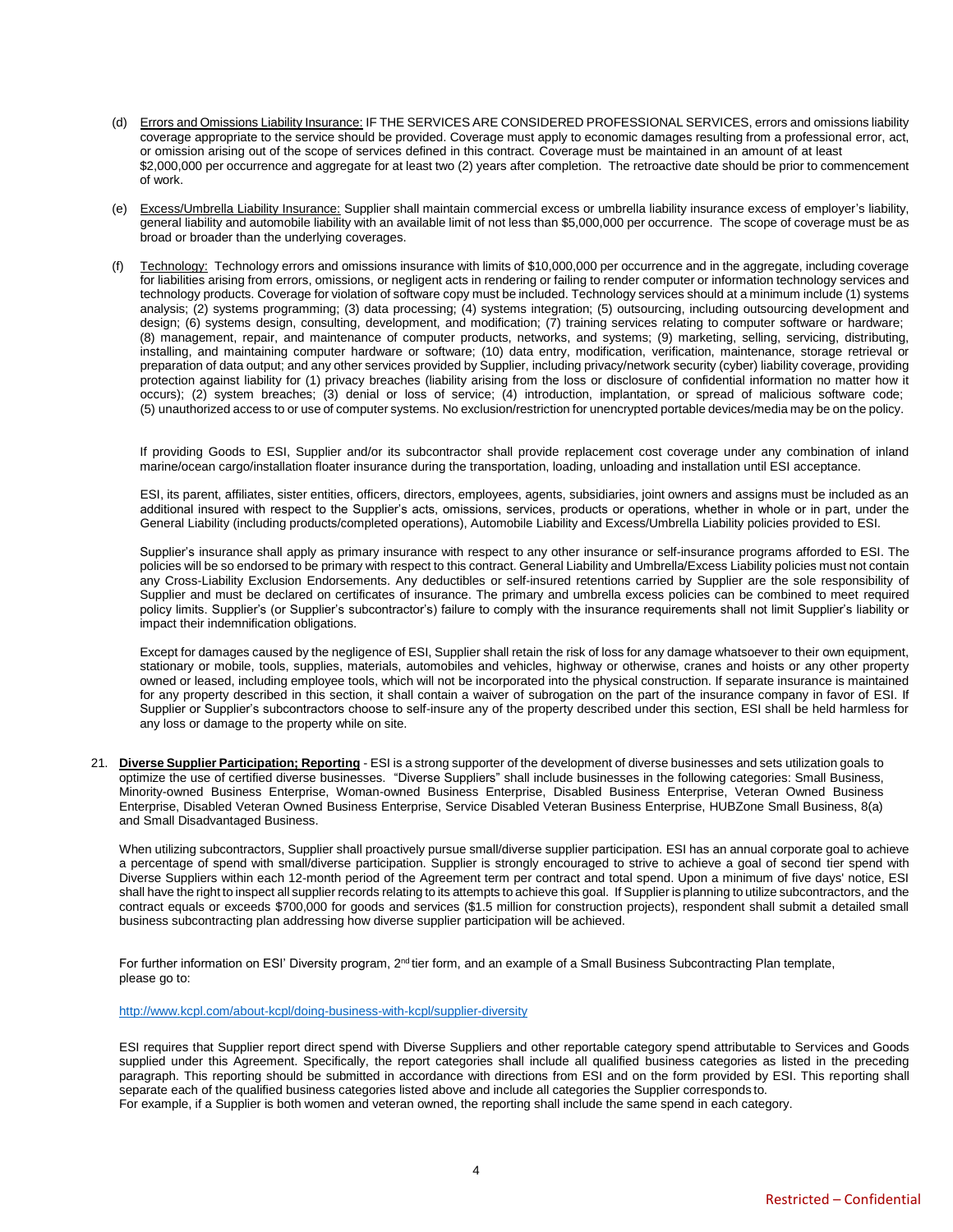(d) Errors and Omissions Liability Insurance: IF THE SERVICES ARE CONSIDERED PROFESSIONAL SERVICES, errors and omissions liability coverage appropriate to the service should be provided. Coverage must apply to economic damages resulting from a professional error, act, or omission arising out of the scope of services defined in this contract. Coverage must be maintained in an amount of at least $2,000,000 per occurrence and aggregate for at least two (2) years after completion. The retroactive date should be prior to commencement of work.

(e) Excess/Umbrella Liability Insurance: Supplier shall maintain commercial excess or umbrella liability insurance excess of employer's liability, general liability and automobile liability with an available limit of not less than $5,000,000 per occurrence. The scope of coverage must be as broad or broader than the underlying coverages.

(f) Technology: Technology errors and omissions insurance with limits of $10,000,000 per occurrence and in the aggregate, including coverage for liabilities arising from errors, omissions, or negligent acts in rendering or failing to render computer or information technology services and technology products. Coverage for violation of software copy must be included. Technology services should at a minimum include (1) systems analysis; (2) systems programming; (3) data processing; (4) systems integration; (5) outsourcing, including outsourcing development and design; (6) systems design, consulting, development, and modification; (7) training services relating to computer software or hardware; (8) management, repair, and maintenance of computer products, networks, and systems; (9) marketing, selling, servicing, distributing, installing, and maintaining computer hardware or software; (10) data entry, modification, verification, maintenance, storage retrieval or preparation of data output; and any other services provided by Supplier, including privacy/network security (cyber) liability coverage, providing protection against liability for (1) privacy breaches (liability arising from the loss or disclosure of confidential information no matter how it occurs); (2) system breaches; (3) denial or loss of service; (4) introduction, implantation, or spread of malicious software code; (5) unauthorized access to or use of computer systems. No exclusion/restriction for unencrypted portable devices/media may be on the policy.

If providing Goods to ESI, Supplier and/or its subcontractor shall provide replacement cost coverage under any combination of inland marine/ocean cargo/installation floater insurance during the transportation, loading, unloading and installation until ESI acceptance.

ESI, its parent, affiliates, sister entities, officers, directors, employees, agents, subsidiaries, joint owners and assigns must be included as an additional insured with respect to the Supplier's acts, omissions, services, products or operations, whether in whole or in part, under the General Liability (including products/completed operations), Automobile Liability and Excess/Umbrella Liability policies provided to ESI.

Supplier's insurance shall apply as primary insurance with respect to any other insurance or self-insurance programs afforded to ESI. The policies will be so endorsed to be primary with respect to this contract. General Liability and Umbrella/Excess Liability policies must not contain any Cross-Liability Exclusion Endorsements. Any deductibles or self-insured retentions carried by Supplier are the sole responsibility of Supplier and must be declared on certificates of insurance. The primary and umbrella excess policies can be combined to meet required policy limits. Supplier's (or Supplier's subcontractor's) failure to comply with the insurance requirements shall not limit Supplier's liability or impact their indemnification obligations.

Except for damages caused by the negligence of ESI, Supplier shall retain the risk of loss for any damage whatsoever to their own equipment, stationary or mobile, tools, supplies, materials, automobiles and vehicles, highway or otherwise, cranes and hoists or any other property owned or leased, including employee tools, which will not be incorporated into the physical construction. If separate insurance is maintained for any property described in this section, it shall contain a waiver of subrogation on the part of the insurance company in favor of ESI. If Supplier or Supplier's subcontractors choose to self-insure any of the property described under this section, ESI shall be held harmless for any loss or damage to the property while on site.

21. **Diverse Supplier Participation; Reporting** - ESI is a strong supporter of the development of diverse businesses and sets utilization goals to optimize the use of certified diverse businesses. "Diverse Suppliers" shall include businesses in the following categories: Small Business, Minority-owned Business Enterprise, Woman-owned Business Enterprise, Disabled Business Enterprise, Veteran Owned Business Enterprise, Disabled Veteran Owned Business Enterprise, Service Disabled Veteran Business Enterprise, HUBZone Small Business, 8(a) and Small Disadvantaged Business.

When utilizing subcontractors, Supplier shall proactively pursue small/diverse supplier participation. ESI has an annual corporate goal to achieve a percentage of spend with small/diverse participation. Supplier is strongly encouraged to strive to achieve a goal of second tier spend with Diverse Suppliers within each 12-month period of the Agreement term per contract and total spend. Upon a minimum of five days' notice, ESI shall have the right to inspect all supplier records relating to its attempts to achieve this goal. If Supplier is planning to utilize subcontractors, and the contract equals or exceeds $700,000 for goods and services ($1.5 million for construction projects), respondent shall submit a detailed small business subcontracting plan addressing how diverse supplier participation will be achieved.

For further information on ESI' Diversity program, 2nd tier form, and an example of a Small Business Subcontracting Plan template, please go to:

http://www.kcpl.com/about-kcpl/doing-business-with-kcpl/supplier-diversity

ESI requires that Supplier report direct spend with Diverse Suppliers and other reportable category spend attributable to Services and Goods supplied under this Agreement. Specifically, the report categories shall include all qualified business categories as listed in the preceding paragraph. This reporting should be submitted in accordance with directions from ESI and on the form provided by ESI. This reporting shall separate each of the qualified business categories listed above and include all categories the Supplier corresponds to.
For example, if a Supplier is both women and veteran owned, the reporting shall include the same spend in each category.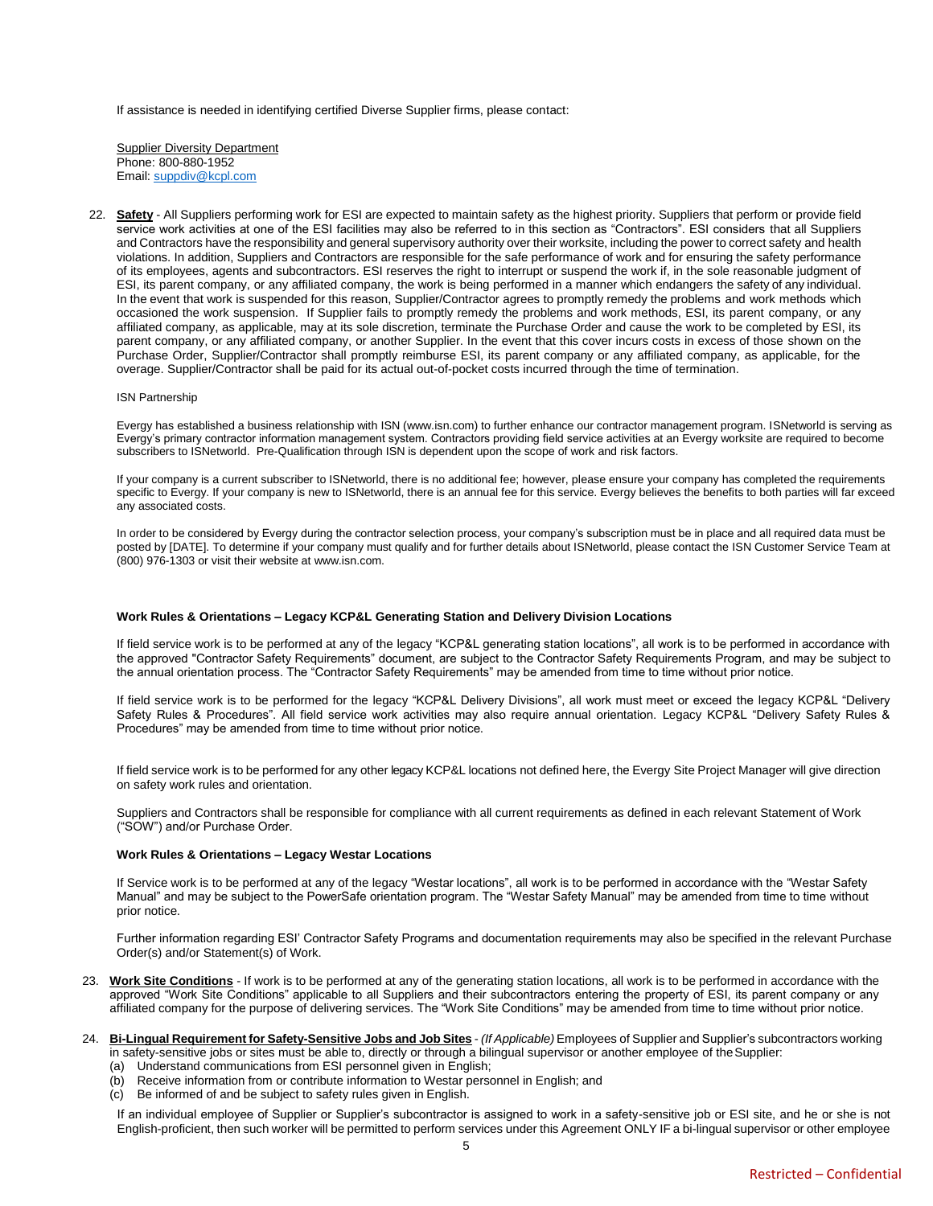If assistance is needed in identifying certified Diverse Supplier firms, please contact:

Supplier Diversity Department
Phone: 800-880-1952
Email: suppdiv@kcpl.com

22. **Safety** - All Suppliers performing work for ESI are expected to maintain safety as the highest priority. Suppliers that perform or provide field service work activities at one of the ESI facilities may also be referred to in this section as "Contractors". ESI considers that all Suppliers and Contractors have the responsibility and general supervisory authority over their worksite, including the power to correct safety and health violations. In addition, Suppliers and Contractors are responsible for the safe performance of work and for ensuring the safety performance of its employees, agents and subcontractors. ESI reserves the right to interrupt or suspend the work if, in the sole reasonable judgment of ESI, its parent company, or any affiliated company, the work is being performed in a manner which endangers the safety of any individual. In the event that work is suspended for this reason, Supplier/Contractor agrees to promptly remedy the problems and work methods which occasioned the work suspension. If Supplier fails to promptly remedy the problems and work methods, ESI, its parent company, or any affiliated company, as applicable, may at its sole discretion, terminate the Purchase Order and cause the work to be completed by ESI, its parent company, or any affiliated company, or another Supplier. In the event that this cover incurs costs in excess of those shown on the Purchase Order, Supplier/Contractor shall promptly reimburse ESI, its parent company or any affiliated company, as applicable, for the overage. Supplier/Contractor shall be paid for its actual out-of-pocket costs incurred through the time of termination.

ISN Partnership

Evergy has established a business relationship with ISN (www.isn.com) to further enhance our contractor management program. ISNetworld is serving as Evergy's primary contractor information management system. Contractors providing field service activities at an Evergy worksite are required to become subscribers to ISNetworld. Pre-Qualification through ISN is dependent upon the scope of work and risk factors.

If your company is a current subscriber to ISNetworld, there is no additional fee; however, please ensure your company has completed the requirements specific to Evergy. If your company is new to ISNetworld, there is an annual fee for this service. Evergy believes the benefits to both parties will far exceed any associated costs.

In order to be considered by Evergy during the contractor selection process, your company's subscription must be in place and all required data must be posted by [DATE]. To determine if your company must qualify and for further details about ISNetworld, please contact the ISN Customer Service Team at (800) 976-1303 or visit their website at www.isn.com.

**Work Rules & Orientations – Legacy KCP&L Generating Station and Delivery Division Locations**

If field service work is to be performed at any of the legacy "KCP&L generating station locations", all work is to be performed in accordance with the approved "Contractor Safety Requirements" document, are subject to the Contractor Safety Requirements Program, and may be subject to the annual orientation process. The "Contractor Safety Requirements" may be amended from time to time without prior notice.

If field service work is to be performed for the legacy "KCP&L Delivery Divisions", all work must meet or exceed the legacy KCP&L "Delivery Safety Rules & Procedures". All field service work activities may also require annual orientation. Legacy KCP&L "Delivery Safety Rules & Procedures" may be amended from time to time without prior notice.

If field service work is to be performed for any other legacy KCP&L locations not defined here, the Evergy Site Project Manager will give direction on safety work rules and orientation.

Suppliers and Contractors shall be responsible for compliance with all current requirements as defined in each relevant Statement of Work ("SOW") and/or Purchase Order.

**Work Rules & Orientations – Legacy Westar Locations**

If Service work is to be performed at any of the legacy "Westar locations", all work is to be performed in accordance with the "Westar Safety Manual" and may be subject to the PowerSafe orientation program. The "Westar Safety Manual" may be amended from time to time without prior notice.

Further information regarding ESI' Contractor Safety Programs and documentation requirements may also be specified in the relevant Purchase Order(s) and/or Statement(s) of Work.

23. **Work Site Conditions** - If work is to be performed at any of the generating station locations, all work is to be performed in accordance with the approved "Work Site Conditions" applicable to all Suppliers and their subcontractors entering the property of ESI, its parent company or any affiliated company for the purpose of delivering services. The "Work Site Conditions" may be amended from time to time without prior notice.

24. **Bi-Lingual Requirement for Safety-Sensitive Jobs and Job Sites** - *(If Applicable)* Employees of Supplier and Supplier's subcontractors working in safety-sensitive jobs or sites must be able to, directly or through a bilingual supervisor or another employee of the Supplier:
    (a) Understand communications from ESI personnel given in English;
    (b) Receive information from or contribute information to Westar personnel in English; and
    (c) Be informed of and be subject to safety rules given in English.

    If an individual employee of Supplier or Supplier's subcontractor is assigned to work in a safety-sensitive job or ESI site, and he or she is not English-proficient, then such worker will be permitted to perform services under this Agreement ONLY IF a bi-lingual supervisor or other employee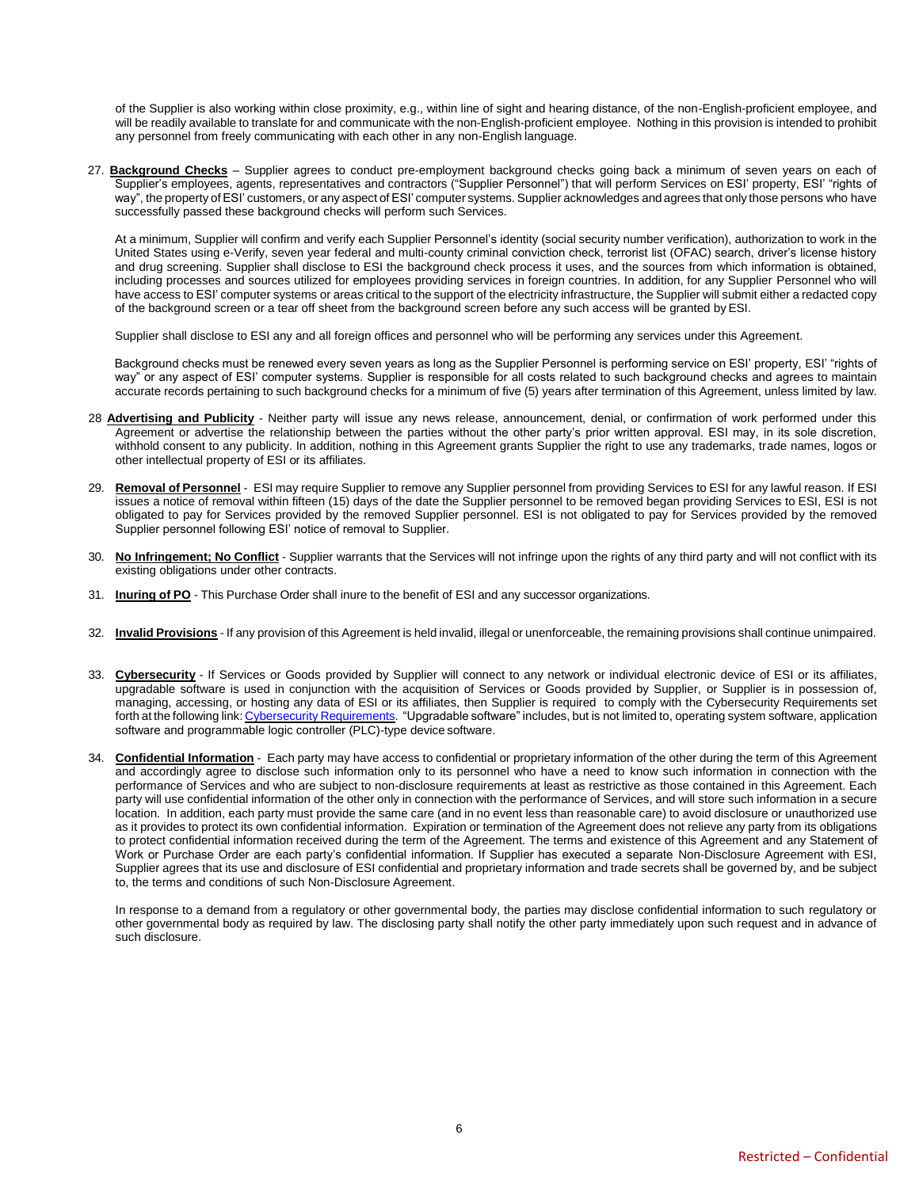of the Supplier is also working within close proximity, e.g., within line of sight and hearing distance, of the non-English-proficient employee, and will be readily available to translate for and communicate with the non-English-proficient employee. Nothing in this provision is intended to prohibit any personnel from freely communicating with each other in any non-English language.

27. **Background Checks** – Supplier agrees to conduct pre-employment background checks going back a minimum of seven years on each of Supplier's employees, agents, representatives and contractors ("Supplier Personnel") that will perform Services on ESI' property, ESI' "rights of way", the property of ESI' customers, or any aspect of ESI' computer systems. Supplier acknowledges and agrees that only those persons who have successfully passed these background checks will perform such Services.

   At a minimum, Supplier will confirm and verify each Supplier Personnel's identity (social security number verification), authorization to work in the United States using e-Verify, seven year federal and multi-county criminal conviction check, terrorist list (OFAC) search, driver's license history and drug screening. Supplier shall disclose to ESI the background check process it uses, and the sources from which information is obtained, including processes and sources utilized for employees providing services in foreign countries. In addition, for any Supplier Personnel who will have access to ESI' computer systems or areas critical to the support of the electricity infrastructure, the Supplier will submit either a redacted copy of the background screen or a tear off sheet from the background screen before any such access will be granted by ESI.

   Supplier shall disclose to ESI any and all foreign offices and personnel who will be performing any services under this Agreement.

   Background checks must be renewed every seven years as long as the Supplier Personnel is performing service on ESI' property, ESI' "rights of way" or any aspect of ESI' computer systems. Supplier is responsible for all costs related to such background checks and agrees to maintain accurate records pertaining to such background checks for a minimum of five (5) years after termination of this Agreement, unless limited by law.

28. **Advertising and Publicity** - Neither party will issue any news release, announcement, denial, or confirmation of work performed under this Agreement or advertise the relationship between the parties without the other party's prior written approval. ESI may, in its sole discretion, withhold consent to any publicity. In addition, nothing in this Agreement grants Supplier the right to use any trademarks, trade names, logos or other intellectual property of ESI or its affiliates.

29. **Removal of Personnel** - ESI may require Supplier to remove any Supplier personnel from providing Services to ESI for any lawful reason. If ESI issues a notice of removal within fifteen (15) days of the date the Supplier personnel to be removed began providing Services to ESI, ESI is not obligated to pay for Services provided by the removed Supplier personnel. ESI is not obligated to pay for Services provided by the removed Supplier personnel following ESI' notice of removal to Supplier.

30. **No Infringement; No Conflict** - Supplier warrants that the Services will not infringe upon the rights of any third party and will not conflict with its existing obligations under other contracts.

31. **Inuring of PO** - This Purchase Order shall inure to the benefit of ESI and any successor organizations.

32. **Invalid Provisions** - If any provision of this Agreement is held invalid, illegal or unenforceable, the remaining provisions shall continue unimpaired.

33. **Cybersecurity** - If Services or Goods provided by Supplier will connect to any network or individual electronic device of ESI or its affiliates, upgradable software is used in conjunction with the acquisition of Services or Goods provided by Supplier, or Supplier is in possession of, managing, accessing, or hosting any data of ESI or its affiliates, then Supplier is required to comply with the Cybersecurity Requirements set forth at the following link: Cybersecurity Requirements. "Upgradable software" includes, but is not limited to, operating system software, application software and programmable logic controller (PLC)-type device software.

34. **Confidential Information** - Each party may have access to confidential or proprietary information of the other during the term of this Agreement and accordingly agree to disclose such information only to its personnel who have a need to know such information in connection with the performance of Services and who are subject to non-disclosure requirements at least as restrictive as those contained in this Agreement. Each party will use confidential information of the other only in connection with the performance of Services, and will store such information in a secure location. In addition, each party must provide the same care (and in no event less than reasonable care) to avoid disclosure or unauthorized use as it provides to protect its own confidential information. Expiration or termination of the Agreement does not relieve any party from its obligations to protect confidential information received during the term of the Agreement. The terms and existence of this Agreement and any Statement of Work or Purchase Order are each party's confidential information. If Supplier has executed a separate Non-Disclosure Agreement with ESI, Supplier agrees that its use and disclosure of ESI confidential and proprietary information and trade secrets shall be governed by, and be subject to, the terms and conditions of such Non-Disclosure Agreement.

   In response to a demand from a regulatory or other governmental body, the parties may disclose confidential information to such regulatory or other governmental body as required by law. The disclosing party shall notify the other party immediately upon such request and in advance of such disclosure.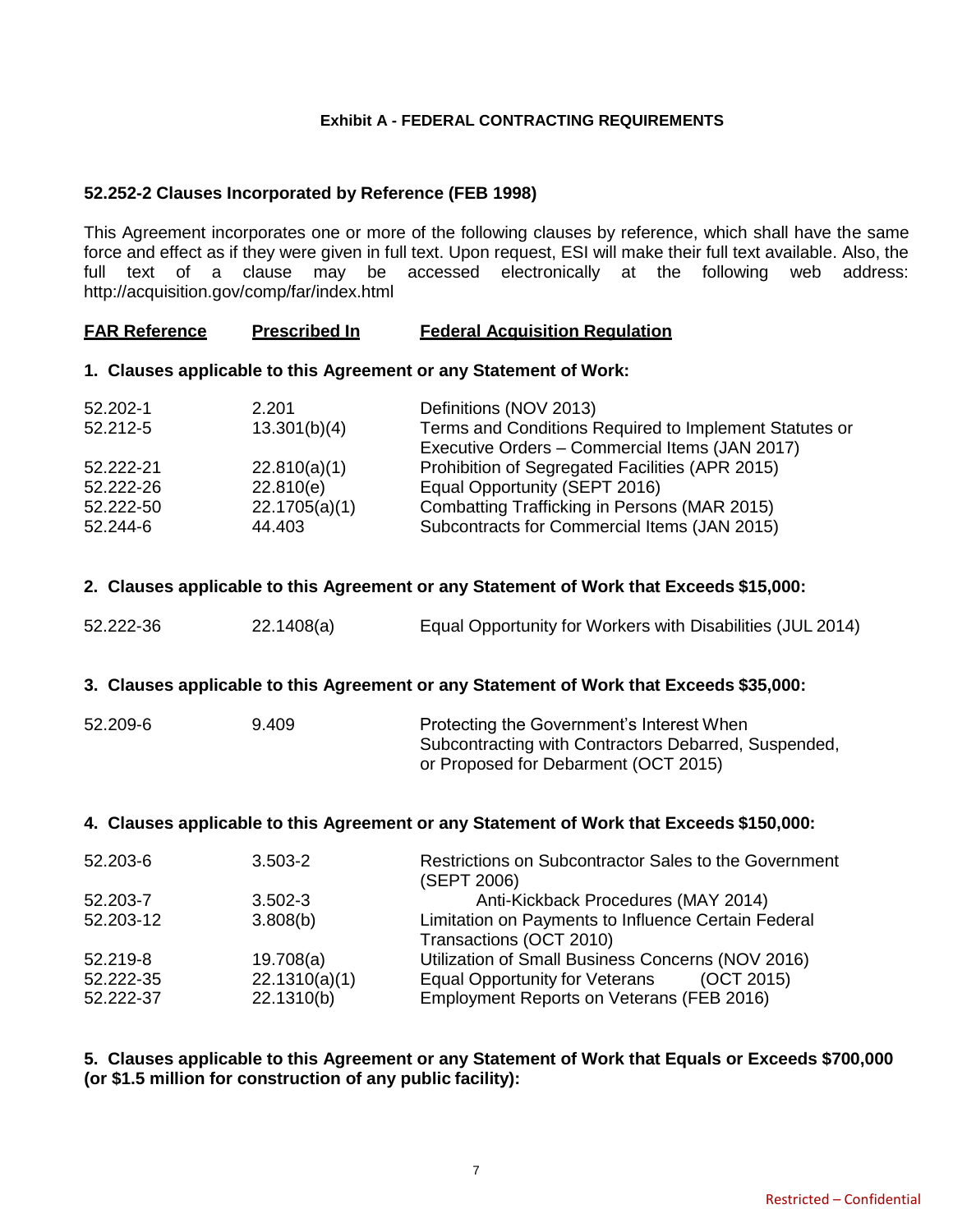**Exhibit A - FEDERAL CONTRACTING REQUIREMENTS**

## 52.252-2 Clauses Incorporated by Reference (FEB 1998)

This Agreement incorporates one or more of the following clauses by reference, which shall have the same force and effect as if they were given in full text. Upon request, ESI will make their full text available. Also, the full text of a clause may be accessed electronically at the following web address: http://acquisition.gov/comp/far/index.html

| FAR Reference | Prescribed In | Federal Acquisition Regulation |
|---|---|---|
| **1. Clauses applicable to this Agreement or any Statement of Work:** | | |
| 52.202-1 | 2.201 | Definitions (NOV 2013) |
| 52.212-5 | 13.301(b)(4) | Terms and Conditions Required to Implement Statutes or Executive Orders – Commercial Items (JAN 2017) |
| 52.222-21 | 22.810(a)(1) | Prohibition of Segregated Facilities (APR 2015) |
| 52.222-26 | 22.810(e) | Equal Opportunity (SEPT 2016) |
| 52.222-50 | 22.1705(a)(1) | Combatting Trafficking in Persons (MAR 2015) |
| 52.244-6 | 44.403 | Subcontracts for Commercial Items (JAN 2015) |
| **2. Clauses applicable to this Agreement or any Statement of Work that Exceeds $15,000:** | | |
| 52.222-36 | 22.1408(a) | Equal Opportunity for Workers with Disabilities (JUL 2014) |
| **3. Clauses applicable to this Agreement or any Statement of Work that Exceeds $35,000:** | | |
| 52.209-6 | 9.409 | Protecting the Government's Interest When Subcontracting with Contractors Debarred, Suspended, or Proposed for Debarment (OCT 2015) |
| **4. Clauses applicable to this Agreement or any Statement of Work that Exceeds $150,000:** | | |
| 52.203-6 | 3.503-2 | Restrictions on Subcontractor Sales to the Government (SEPT 2006) |
| 52.203-7 | 3.502-3 | Anti-Kickback Procedures (MAY 2014) |
| 52.203-12 | 3.808(b) | Limitation on Payments to Influence Certain Federal Transactions (OCT 2010) |
| 52.219-8 | 19.708(a) | Utilization of Small Business Concerns (NOV 2016) |
| 52.222-35 | 22.1310(a)(1) | Equal Opportunity for Veterans (OCT 2015) |
| 52.222-37 | 22.1310(b) | Employment Reports on Veterans (FEB 2016) |

**5. Clauses applicable to this Agreement or any Statement of Work that Equals or Exceeds $700,000 (or $1.5 million for construction of any public facility):**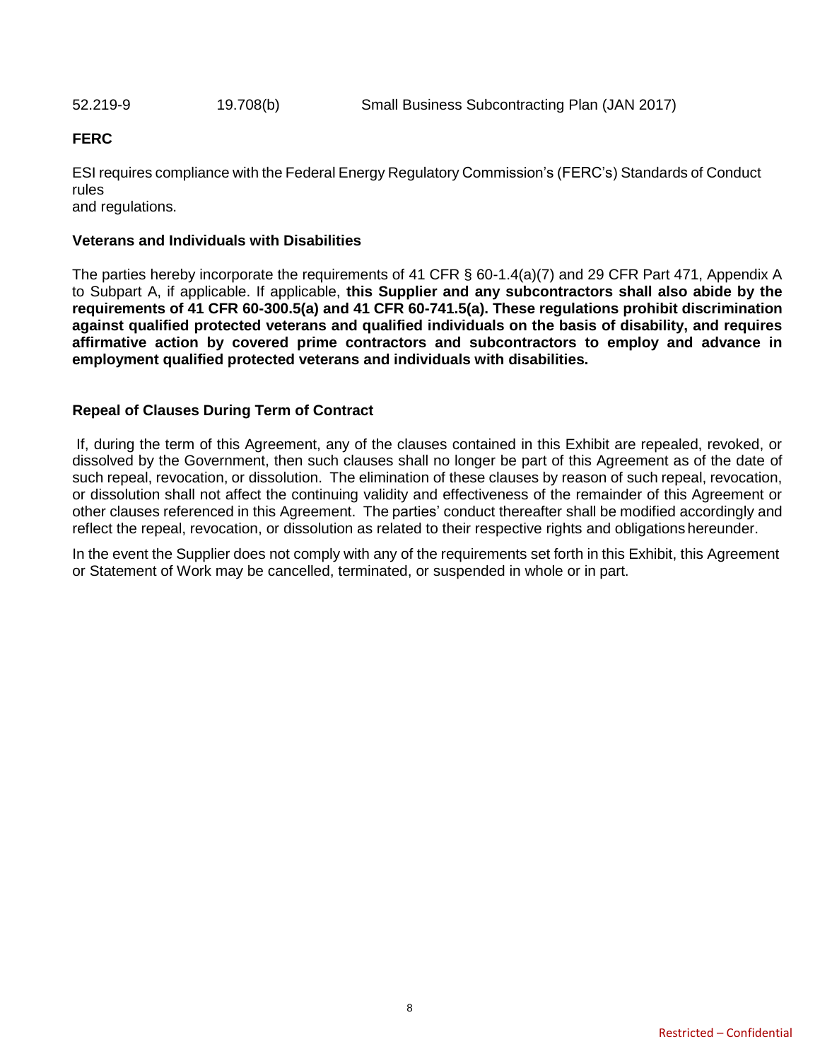| | | |
|---|---|---|
| 52.219-9 | 19.708(b) | Small Business Subcontracting Plan (JAN 2017) |

**FERC**

ESI requires compliance with the Federal Energy Regulatory Commission's (FERC's) Standards of Conduct rules
and regulations.

**Veterans and Individuals with Disabilities**

The parties hereby incorporate the requirements of 41 CFR § 60-1.4(a)(7) and 29 CFR Part 471, Appendix A to Subpart A, if applicable. If applicable, **this Supplier and any subcontractors shall also abide by the requirements of 41 CFR 60-300.5(a) and 41 CFR 60-741.5(a). These regulations prohibit discrimination against qualified protected veterans and qualified individuals on the basis of disability, and requires affirmative action by covered prime contractors and subcontractors to employ and advance in employment qualified protected veterans and individuals with disabilities.**

**Repeal of Clauses During Term of Contract**

If, during the term of this Agreement, any of the clauses contained in this Exhibit are repealed, revoked, or dissolved by the Government, then such clauses shall no longer be part of this Agreement as of the date of such repeal, revocation, or dissolution. The elimination of these clauses by reason of such repeal, revocation, or dissolution shall not affect the continuing validity and effectiveness of the remainder of this Agreement or other clauses referenced in this Agreement. The parties' conduct thereafter shall be modified accordingly and reflect the repeal, revocation, or dissolution as related to their respective rights and obligations hereunder.

In the event the Supplier does not comply with any of the requirements set forth in this Exhibit, this Agreement or Statement of Work may be cancelled, terminated, or suspended in whole or in part.